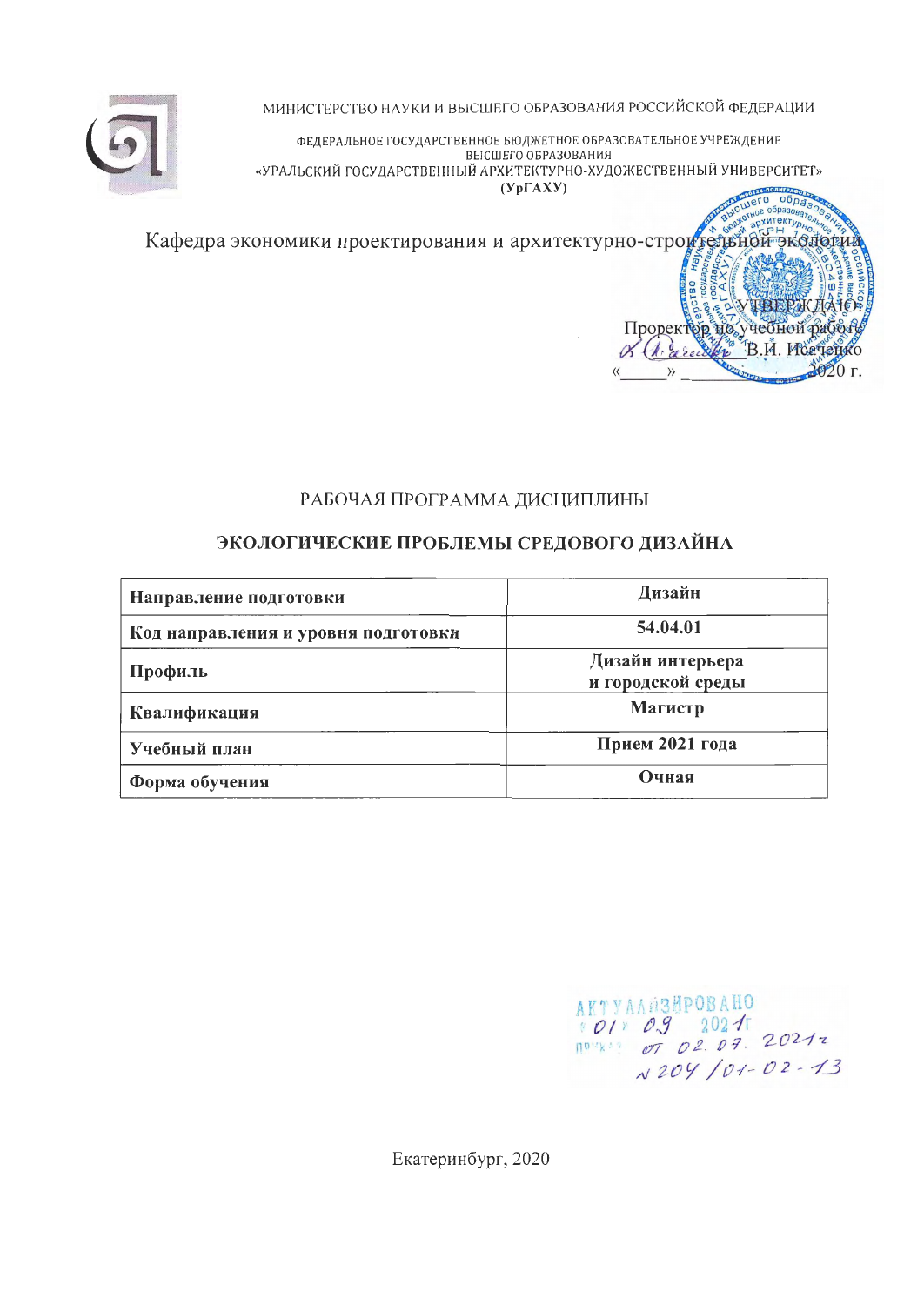МИНИСТЕРСТВО НАУКИ И ВЫСШЕГО ОБРАЗОВАНИЯ РОССИЙСКОЙ ФЕДЕРАЦИИ

ФЕДЕРАЛЬНОЕ ГОСУДАРСТВЕННОЕ БЮДЖЕТНОЕ ОБРАЗОВАТЕЛЬНОЕ УЧРЕЖДЕНИЕ ВЫСШЕГО ОБРАЗОВАНИЯ
«УРАЛЬСКИЙ ГОСУДАРСТВЕННЫЙ АРХИТЕКТУРНО-ХУДОЖЕСТВЕННЫЙ УНИВЕРСИТЕТ»
(УрГАХУ)

Кафедра экономики проектирования и архитектурно-строительной экологии

УТВЕРЖДАЮ:
Проректор по учебной работе
_____________ В.И. Исаченко
«_____» ____________ 2020 г.

РАБОЧАЯ ПРОГРАММА ДИСЦИПЛИНЫ

## ЭКОЛОГИЧЕСКИЕ ПРОБЛЕМЫ СРЕДОВОГО ДИЗАЙНА

| | |
|---|---|
| **Направление подготовки** | **Дизайн** |
| **Код направления и уровня подготовки** | **54.04.01** |
| **Профиль** | **Дизайн интерьера и городской среды** |
| **Квалификация** | **Магистр** |
| **Учебный план** | **Прием 2021 года** |
| **Форма обучения** | **Очная** |

АКТУАЛИЗИРОВАНО
«01» 09 2021 г.
приказ от 02.07.2021 г.
№ 204/01-02-13

Екатеринбург, 2020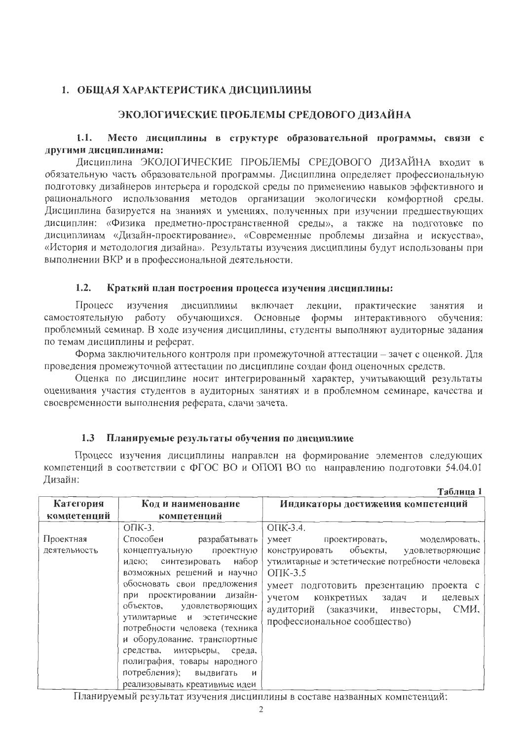# 1. ОБЩАЯ ХАРАКТЕРИСТИКА ДИСЦИПЛИНЫ

## ЭКОЛОГИЧЕСКИЕ ПРОБЛЕМЫ СРЕДОВОГО ДИЗАЙНА

### 1.1. Место дисциплины в структуре образовательной программы, связи с другими дисциплинами:

Дисциплина ЭКОЛОГИЧЕСКИЕ ПРОБЛЕМЫ СРЕДОВОГО ДИЗАЙНА входит в обязательную часть образовательной программы. Дисциплина определяет профессиональную подготовку дизайнеров интерьера и городской среды по применению навыков эффективного и рационального использования методов организации экологически комфортной среды. Дисциплина базируется на знаниях и умениях, полученных при изучении предшествующих дисциплин: «Физика предметно-пространственной среды», а также на подготовке по дисциплинам «Дизайн-проектирование», «Современные проблемы дизайна и искусства», «История и методология дизайна». Результаты изучения дисциплины будут использованы при выполнении ВКР и в профессиональной деятельности.

### 1.2. Краткий план построения процесса изучения дисциплины:

Процесс изучения дисциплины включает лекции, практические занятия и самостоятельную работу обучающихся. Основные формы интерактивного обучения: проблемный семинар. В ходе изучения дисциплины, студенты выполняют аудиторные задания по темам дисциплины и реферат.

Форма заключительного контроля при промежуточной аттестации – зачет с оценкой. Для проведения промежуточной аттестации по дисциплине создан фонд оценочных средств.

Оценка по дисциплине носит интегрированный характер, учитывающий результаты оценивания участия студентов в аудиторных занятиях и в проблемном семинаре, качества и своевременности выполнения реферата, сдачи зачета.

### 1.3 Планируемые результаты обучения по дисциплине

Процесс изучения дисциплины направлен на формирование элементов следующих компетенций в соответствии с ФГОС ВО и ОПОП ВО по направлению подготовки 54.04.01 Дизайн:

Таблица 1

| Категория компетенций | Код и наименование компетенций | Индикаторы достижения компетенций |
|---|---|---|
| Проектная деятельность | ОПК-3. Способен разрабатывать концептуальную проектную идею; синтезировать набор возможных решений и научно обосновать свои предложения при проектировании дизайн-объектов, удовлетворяющих утилитарные и эстетические потребности человека (техника и оборудование, транспортные средства, интерьеры, среда, полиграфия, товары народного потребления); выдвигать и реализовывать креативные идеи | ОПК-3.4. умеет проектировать, моделировать, конструировать объекты, удовлетворяющие утилитарные и эстетические потребности человека<br>ОПК-3.5 умеет подготовить презентацию проекта с учетом конкретных задач и целевых аудиторий (заказчики, инвесторы, СМИ, профессиональное сообщество) |

Планируемый результат изучения дисциплины в составе названных компетенций: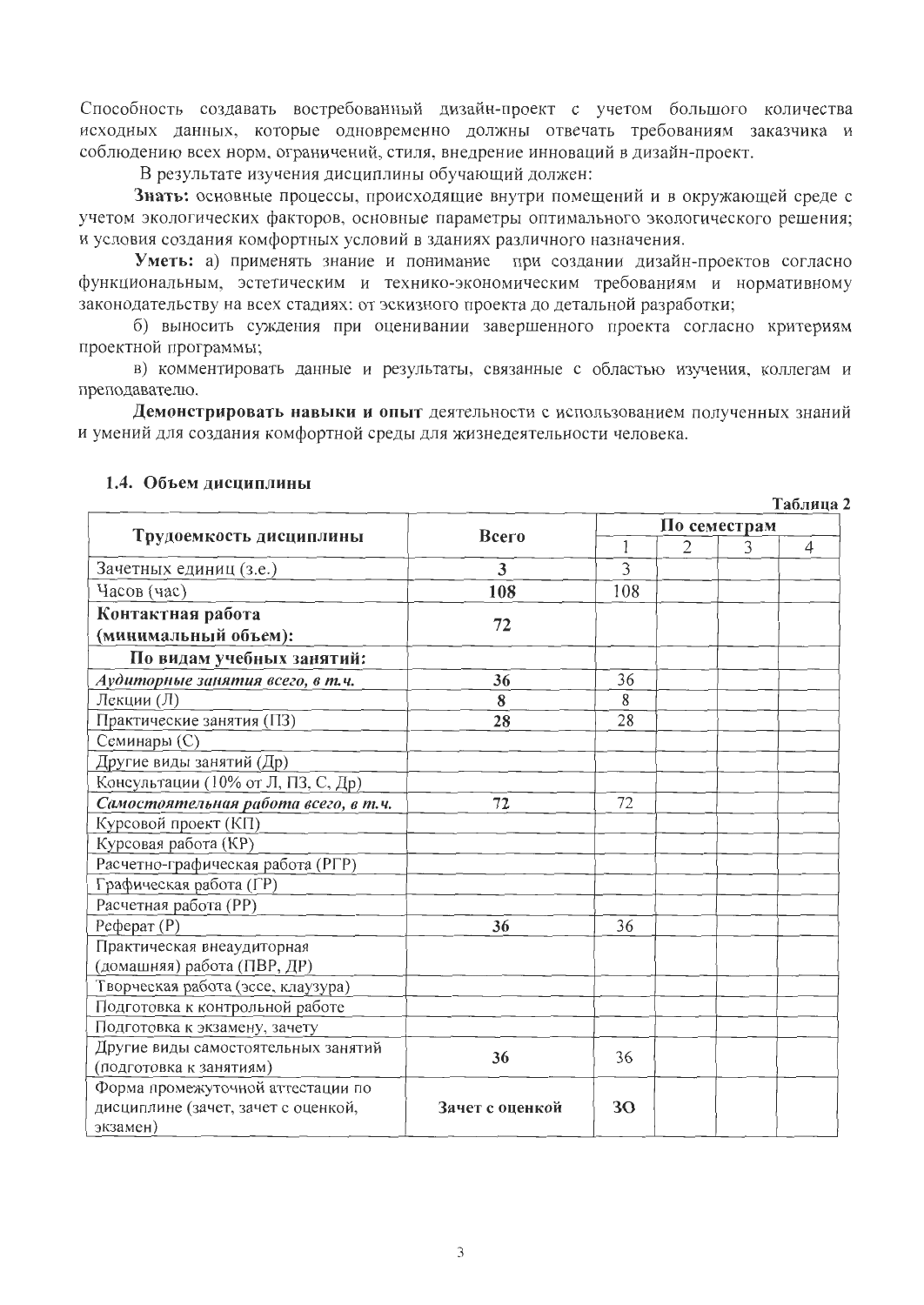Способность создавать востребованный дизайн-проект с учетом большого количества исходных данных, которые одновременно должны отвечать требованиям заказчика и соблюдению всех норм, ограничений, стиля, внедрение инноваций в дизайн-проект.

В результате изучения дисциплины обучающий должен:

**Знать:** основные процессы, происходящие внутри помещений и в окружающей среде с учетом экологических факторов, основные параметры оптимального экологического решения; и условия создания комфортных условий в зданиях различного назначения.

**Уметь:** а) применять знание и понимание при создании дизайн-проектов согласно функциональным, эстетическим и технико-экономическим требованиям и нормативному законодательству на всех стадиях: от эскизного проекта до детальной разработки;

б) выносить суждения при оценивании завершенного проекта согласно критериям проектной программы;

в) комментировать данные и результаты, связанные с областью изучения, коллегам и преподавателю.

**Демонстрировать навыки и опыт** деятельности с использованием полученных знаний и умений для создания комфортной среды для жизнедеятельности человека.

### 1.4. Объем дисциплины

Таблица 2

| Трудоемкость дисциплины | Всего | По семестрам | | | |
|---|---|---|---|---|---|
| | | 1 | 2 | 3 | 4 |
| Зачетных единиц (з.е.) | **3** | 3 | | | |
| Часов (час) | **108** | 108 | | | |
| **Контактная работа (минимальный объем):** | **72** | | | | |
| **По видам учебных занятий:** | | | | | |
| ***Аудиторные занятия всего, в т.ч.*** | **36** | 36 | | | |
| Лекции (Л) | **8** | 8 | | | |
| Практические занятия (ПЗ) | **28** | 28 | | | |
| Семинары (С) | | | | | |
| Другие виды занятий (Др) | | | | | |
| Консультации (10% от Л, ПЗ, С, Др) | | | | | |
| ***Самостоятельная работа всего, в т.ч.*** | **72** | 72 | | | |
| Курсовой проект (КП) | | | | | |
| Курсовая работа (КР) | | | | | |
| Расчетно-графическая работа (РГР) | | | | | |
| Графическая работа (ГР) | | | | | |
| Расчетная работа (РР) | | | | | |
| Реферат (Р) | **36** | 36 | | | |
| Практическая внеаудиторная (домашняя) работа (ПВР, ДР) | | | | | |
| Творческая работа (эссе, клаузура) | | | | | |
| Подготовка к контрольной работе | | | | | |
| Подготовка к экзамену, зачету | | | | | |
| Другие виды самостоятельных занятий (подготовка к занятиям) | **36** | 36 | | | |
| Форма промежуточной аттестации по дисциплине (зачет, зачет с оценкой, экзамен) | **Зачет с оценкой** | **ЗО** | | | |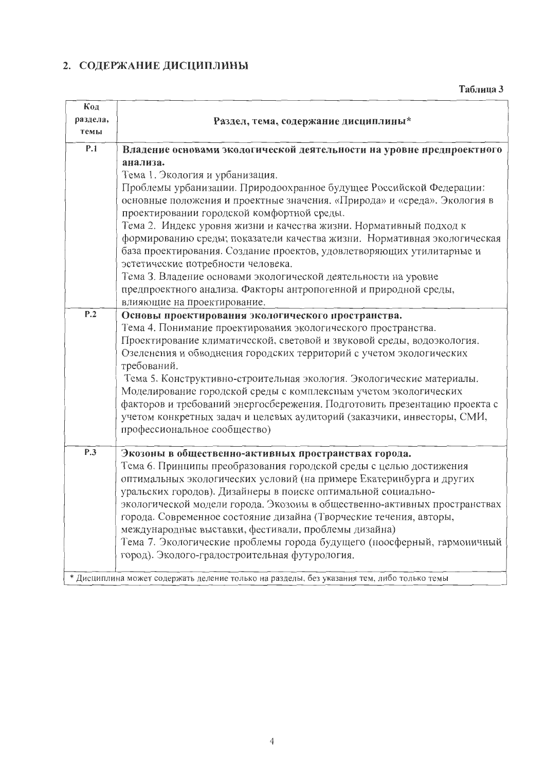## 2. СОДЕРЖАНИЕ ДИСЦИПЛИНЫ

Таблица 3

| Код раздела, темы | Раздел, тема, содержание дисциплины* |
|---|---|
| P.1 | **Владение основами экологической деятельности на уровне предпроектного анализа.**<br>Тема 1. Экология и урбанизация.<br>Проблемы урбанизации. Природоохранное будущее Российской Федерации: основные положения и проектные значения. «Природа» и «среда». Экология в проектировании городской комфортной среды.<br>Тема 2. Индекс уровня жизни и качества жизни. Нормативный подход к формированию среды; показатели качества жизни. Нормативная экологическая база проектирования. Создание проектов, удовлетворяющих утилитарные и эстетические потребности человека.<br>Тема 3. Владение основами экологической деятельности на уровне предпроектного анализа. Факторы антропогенной и природной среды, влияющие на проектирование. |
| P.2 | **Основы проектирования экологического пространства.**<br>Тема 4. Понимание проектирования экологического пространства. Проектирование климатической, световой и звуковой среды, водоэкология. Озеленения и обводнения городских территорий с учетом экологических требований.<br>Тема 5. Конструктивно-строительная экология. Экологические материалы. Моделирование городской среды с комплексным учетом экологических факторов и требований энергосбережения. Подготовить презентацию проекта с учетом конкретных задач и целевых аудиторий (заказчики, инвесторы, СМИ, профессиональное сообщество) |
| P.3 | **Экозоны в общественно-активных пространствах города.**<br>Тема 6. Принципы преобразования городской среды с целью достижения оптимальных экологических условий (на примере Екатеринбурга и других уральских городов). Дизайнеры в поиске оптимальной социально-экологической модели города. Экозоны в общественно-активных пространствах города. Современное состояние дизайна (Творческие течения, авторы, международные выставки, фестивали, проблемы дизайна)<br>Тема 7. Экологические проблемы города будущего (ноосферный, гармоничный город). Эколого-градостроительная футурология. |

* Дисциплина может содержать деление только на разделы, без указания тем, либо только темы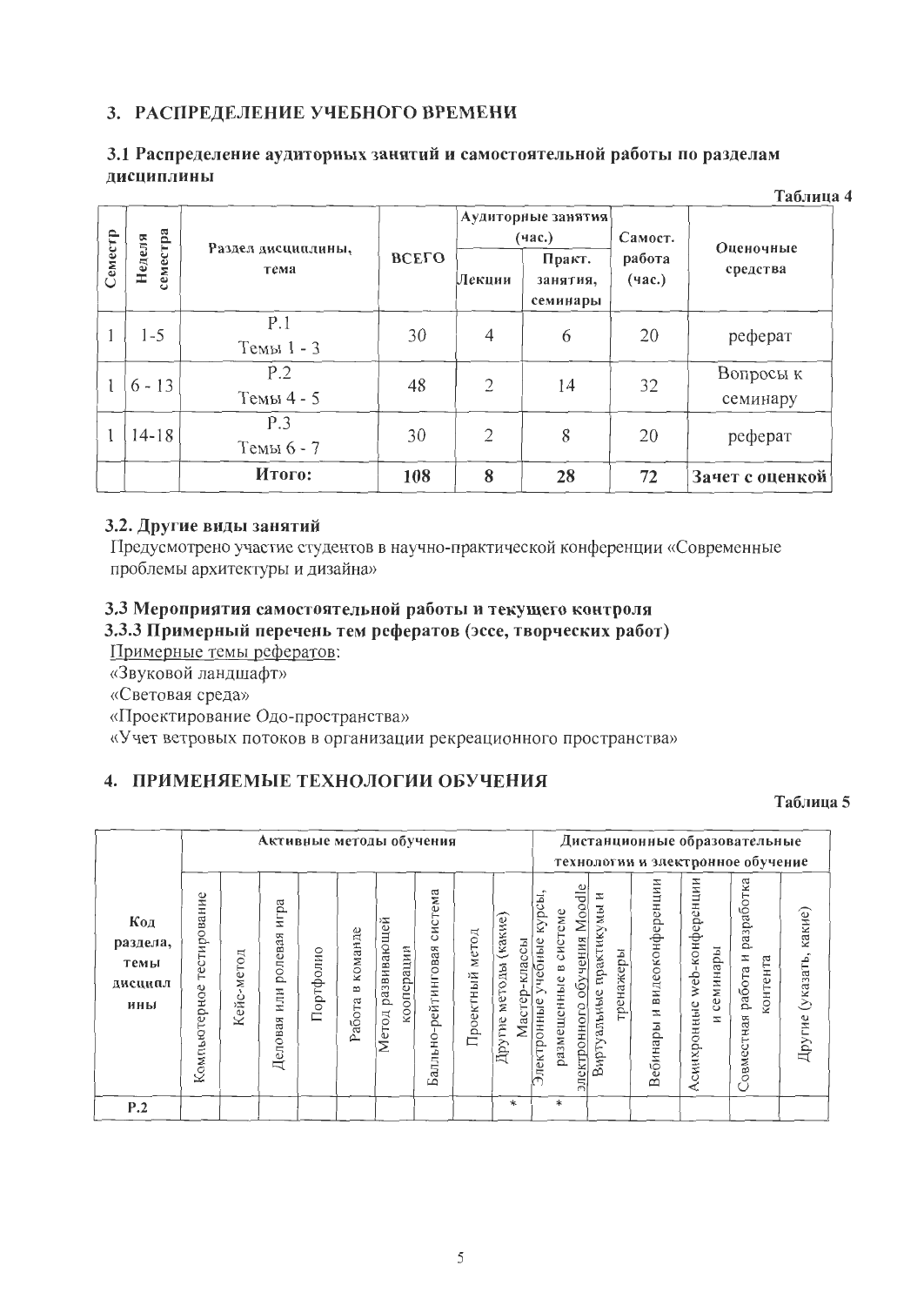## 3. РАСПРЕДЕЛЕНИЕ УЧЕБНОГО ВРЕМЕНИ

### 3.1 Распределение аудиторных занятий и самостоятельной работы по разделам дисциплины

Таблица 4

| Семестр | Неделя семестра | Раздел дисциплины, тема | ВСЕГО | Аудиторные занятия (час.) | | Самост. работа (час.) | Оценочные средства |
|---|---|---|---|---|---|---|---|
| | | | | Лекции | Практ. занятия, семинары | | |
| 1 | 1-5 | Р.1 Темы 1 - 3 | 30 | 4 | 6 | 20 | реферат |
| 1 | 6 - 13 | Р.2 Темы 4 - 5 | 48 | 2 | 14 | 32 | Вопросы к семинару |
| 1 | 14-18 | Р.3 Темы 6 - 7 | 30 | 2 | 8 | 20 | реферат |
| | | **Итого:** | **108** | **8** | **28** | **72** | **Зачет с оценкой** |

### 3.2. Другие виды занятий

Предусмотрено участие студентов в научно-практической конференции «Современные проблемы архитектуры и дизайна»

### 3.3 Мероприятия самостоятельной работы и текущего контроля

### 3.3.3 Примерный перечень тем рефератов (эссе, творческих работ)

Примерные темы рефератов:

«Звуковой ландшафт»

«Световая среда»

«Проектирование Одо-пространства»

«Учет ветровых потоков в организации рекреационного пространства»

## 4. ПРИМЕНЯЕМЫЕ ТЕХНОЛОГИИ ОБУЧЕНИЯ

Таблица 5

| Код раздела, темы дисциплины | Активные методы обучения | | | | | | | | | Дистанционные образовательные технологии и электронное обучение | | | | | |
|---|---|---|---|---|---|---|---|---|---|---|---|---|---|---|---|
| | Компьютерное тестирование | Кейс-метод | Деловая или ролевая игра | Портфолио | Работа в команде | Метод развивающей кооперации | Балльно-рейтинговая система | Проектный метод | Другие методы (какие) Мастер-классы | Электронные учебные курсы, размещенные в системе электронного обучения Moodle | Виртуальные практикумы и тренажеры | Вебинары и видеоконференции | Асинхронные web-конференции и семинары | Совместная работа и разработка контента | Другие (указать, какие) |
| Р.2 | | | | | | | | | * | * | | | | | |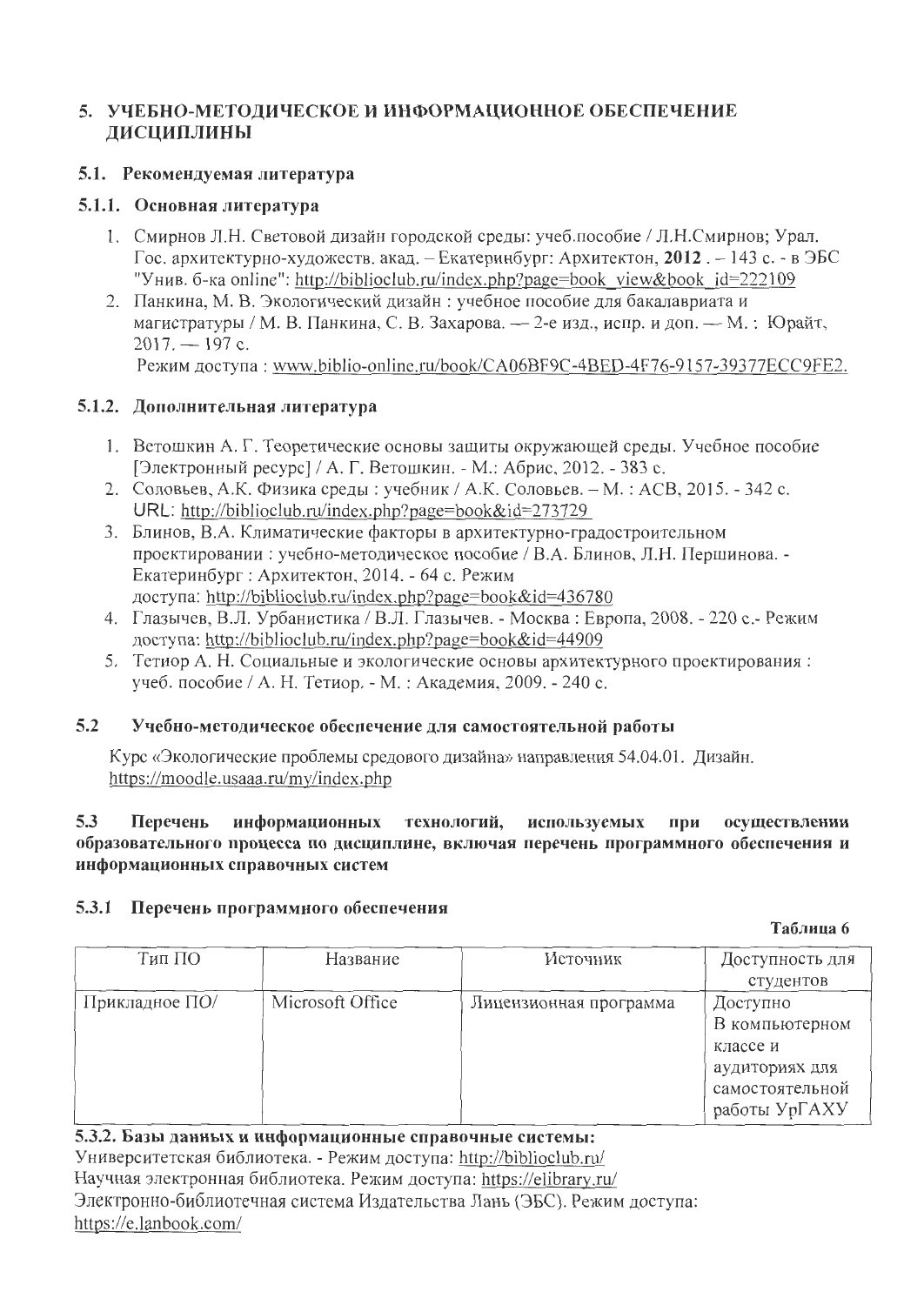## 5. УЧЕБНО-МЕТОДИЧЕСКОЕ И ИНФОРМАЦИОННОЕ ОБЕСПЕЧЕНИЕ ДИСЦИПЛИНЫ

### 5.1. Рекомендуемая литература

#### 5.1.1. Основная литература

1. Смирнов Л.Н. Световой дизайн городской среды: учеб.пособие / Л.Н.Смирнов; Урал. Гос. архитектурно-художеств. акад. – Екатеринбург: Архитектон, **2012** . – 143 с. - в ЭБС "Унив. б-ка online": http://biblioclub.ru/index.php?page=book_view&book_id=222109
2. Панкина, М. В. Экологический дизайн : учебное пособие для бакалавриата и магистратуры / М. В. Панкина, С. В. Захарова. — 2-е изд., испр. и доп. — М. : Юрайт, 2017. — 197 с.
   Режим доступа : www.biblio-online.ru/book/CA06BF9C-4BED-4F76-9157-39377ECC9FE2.

#### 5.1.2. Дополнительная литература

1. Ветошкин А. Г. Теоретические основы защиты окружающей среды. Учебное пособие [Электронный ресурс] / А. Г. Ветошкин. - М.: Абрис, 2012. - 383 с.
2. Соловьев, А.К. Физика среды : учебник / А.К. Соловьев. – М. : АСВ, 2015. - 342 с. URL: http://biblioclub.ru/index.php?page=book&id=273729
3. Блинов, В.А. Климатические факторы в архитектурно-градостроительном проектировании : учебно-методическое пособие / В.А. Блинов, Л.Н. Першинова. - Екатеринбург : Архитектон, 2014. - 64 с. Режим доступа: http://biblioclub.ru/index.php?page=book&id=436780
4. Глазычев, В.Л. Урбанистика / В.Л. Глазычев. - Москва : Европа, 2008. - 220 с.- Режим доступа: http://biblioclub.ru/index.php?page=book&id=44909
5. Тетиор А. Н. Социальные и экологические основы архитектурного проектирования : учеб. пособие / А. Н. Тетиор. - М. : Академия, 2009. - 240 с.

### 5.2 Учебно-методическое обеспечение для самостоятельной работы

Курс «Экологические проблемы средового дизайна» направления 54.04.01. Дизайн. https://moodle.usaaa.ru/my/index.php

### 5.3 Перечень информационных технологий, используемых при осуществлении образовательного процесса по дисциплине, включая перечень программного обеспечения и информационных справочных систем

#### 5.3.1 Перечень программного обеспечения

**Таблица 6**

| Тип ПО | Название | Источник | Доступность для студентов |
|---|---|---|---|
| Прикладное ПО/ | Microsoft Office | Лицензионная программа | Доступно В компьютерном классе и аудиториях для самостоятельной работы УрГАХУ |

#### 5.3.2. Базы данных и информационные справочные системы:

Университетская библиотека. - Режим доступа: http://biblioclub.ru/

Научная электронная библиотека. Режим доступа: https://elibrary.ru/

Электронно-библиотечная система Издательства Лань (ЭБС). Режим доступа: https://e.lanbook.com/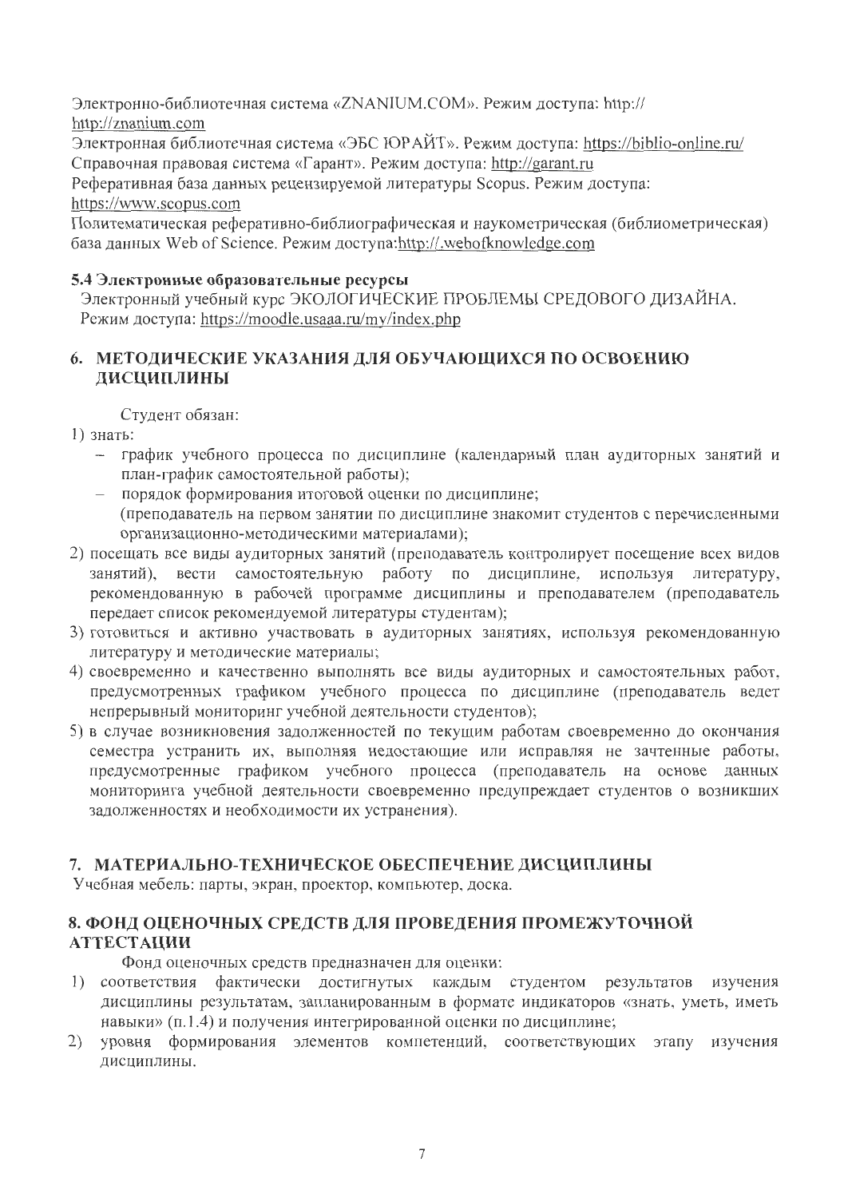Электронно-библиотечная система «ZNANIUM.COM». Режим доступа: http:// http://znanium.com

Электронная библиотечная система «ЭБС ЮРАЙТ». Режим доступа: https://biblio-online.ru/

Справочная правовая система «Гарант». Режим доступа: http://garant.ru

Реферативная база данных рецензируемой литературы Scopus. Режим доступа: https://www.scopus.com

Политематическая реферативно-библиографическая и наукометрическая (библиометрическая) база данных Web of Science. Режим доступа:http://.webofknowledge.com

### 5.4 Электронные образовательные ресурсы

Электронный учебный курс ЭКОЛОГИЧЕСКИЕ ПРОБЛЕМЫ СРЕДОВОГО ДИЗАЙНА. Режим доступа: https://moodle.usaaa.ru/my/index.php

## 6. МЕТОДИЧЕСКИЕ УКАЗАНИЯ ДЛЯ ОБУЧАЮЩИХСЯ ПО ОСВОЕНИЮ ДИСЦИПЛИНЫ

Студент обязан:

1) знать:
   - график учебного процесса по дисциплине (календарный план аудиторных занятий и план-график самостоятельной работы);
   - порядок формирования итоговой оценки по дисциплине;

   (преподаватель на первом занятии по дисциплине знакомит студентов с перечисленными организационно-методическими материалами);
2) посещать все виды аудиторных занятий (преподаватель контролирует посещение всех видов занятий), вести самостоятельную работу по дисциплине, используя литературу, рекомендованную в рабочей программе дисциплины и преподавателем (преподаватель передает список рекомендуемой литературы студентам);
3) готовиться и активно участвовать в аудиторных занятиях, используя рекомендованную литературу и методические материалы;
4) своевременно и качественно выполнять все виды аудиторных и самостоятельных работ, предусмотренных графиком учебного процесса по дисциплине (преподаватель ведет непрерывный мониторинг учебной деятельности студентов);
5) в случае возникновения задолженностей по текущим работам своевременно до окончания семестра устранить их, выполняя недостающие или исправляя не зачтенные работы, предусмотренные графиком учебного процесса (преподаватель на основе данных мониторинга учебной деятельности своевременно предупреждает студентов о возникших задолженностях и необходимости их устранения).

## 7. МАТЕРИАЛЬНО-ТЕХНИЧЕСКОЕ ОБЕСПЕЧЕНИЕ ДИСЦИПЛИНЫ

Учебная мебель: парты, экран, проектор, компьютер, доска.

## 8. ФОНД ОЦЕНОЧНЫХ СРЕДСТВ ДЛЯ ПРОВЕДЕНИЯ ПРОМЕЖУТОЧНОЙ АТТЕСТАЦИИ

Фонд оценочных средств предназначен для оценки:

1) соответствия фактически достигнутых каждым студентом результатов изучения дисциплины результатам, запланированным в формате индикаторов «знать, уметь, иметь навыки» (п.1.4) и получения интегрированной оценки по дисциплине;
2) уровня формирования элементов компетенций, соответствующих этапу изучения дисциплины.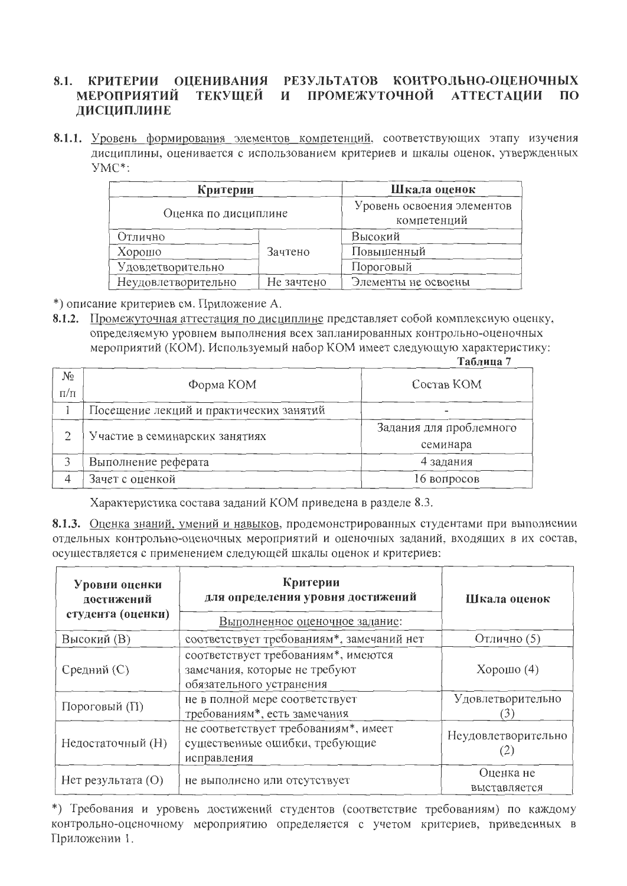## 8.1. КРИТЕРИИ ОЦЕНИВАНИЯ РЕЗУЛЬТАТОВ КОНТРОЛЬНО-ОЦЕНОЧНЫХ МЕРОПРИЯТИЙ ТЕКУЩЕЙ И ПРОМЕЖУТОЧНОЙ АТТЕСТАЦИИ ПО ДИСЦИПЛИНЕ

**8.1.1.** Уровень формирования элементов компетенций, соответствующих этапу изучения дисциплины, оценивается с использованием критериев и шкалы оценок, утвержденных УМС*:

| **Критерии** | | **Шкала оценок** |
|---|---|---|
| Оценка по дисциплине | | Уровень освоения элементов компетенций |
| Отлично | Зачтено | Высокий |
| Хорошо | | Повышенный |
| Удовлетворительно | | Пороговый |
| Неудовлетворительно | Не зачтено | Элементы не освоены |

*) описание критериев см. Приложение А.

**8.1.2.** Промежуточная аттестация по дисциплине представляет собой комплексную оценку, определяемую уровнем выполнения всех запланированных контрольно-оценочных мероприятий (КОМ). Используемый набор КОМ имеет следующую характеристику:

**Таблица 7**

| № п/п | Форма КОМ | Состав КОМ |
|---|---|---|
| 1 | Посещение лекций и практических занятий | - |
| 2 | Участие в семинарских занятиях | Задания для проблемного семинара |
| 3 | Выполнение реферата | 4 задания |
| 4 | Зачет с оценкой | 16 вопросов |

Характеристика состава заданий КОМ приведена в разделе 8.3.

**8.1.3.** Оценка знаний, умений и навыков, продемонстрированных студентами при выполнении отдельных контрольно-оценочных мероприятий и оценочных заданий, входящих в их состав, осуществляется с применением следующей шкалы оценок и критериев:

| **Уровни оценки достижений студента (оценки)** | **Критерии для определения уровня достижений**<br>Выполненное оценочное задание: | **Шкала оценок** |
|---|---|---|
| Высокий (В) | соответствует требованиям*, замечаний нет | Отлично (5) |
| Средний (С) | соответствует требованиям*, имеются замечания, которые не требуют обязательного устранения | Хорошо (4) |
| Пороговый (П) | не в полной мере соответствует требованиям*, есть замечания | Удовлетворительно (3) |
| Недостаточный (Н) | не соответствует требованиям*, имеет существенные ошибки, требующие исправления | Неудовлетворительно (2) |
| Нет результата (О) | не выполнено или отсутствует | Оценка не выставляется |

*) Требования и уровень достижений студентов (соответствие требованиям) по каждому контрольно-оценочному мероприятию определяется с учетом критериев, приведенных в Приложении 1.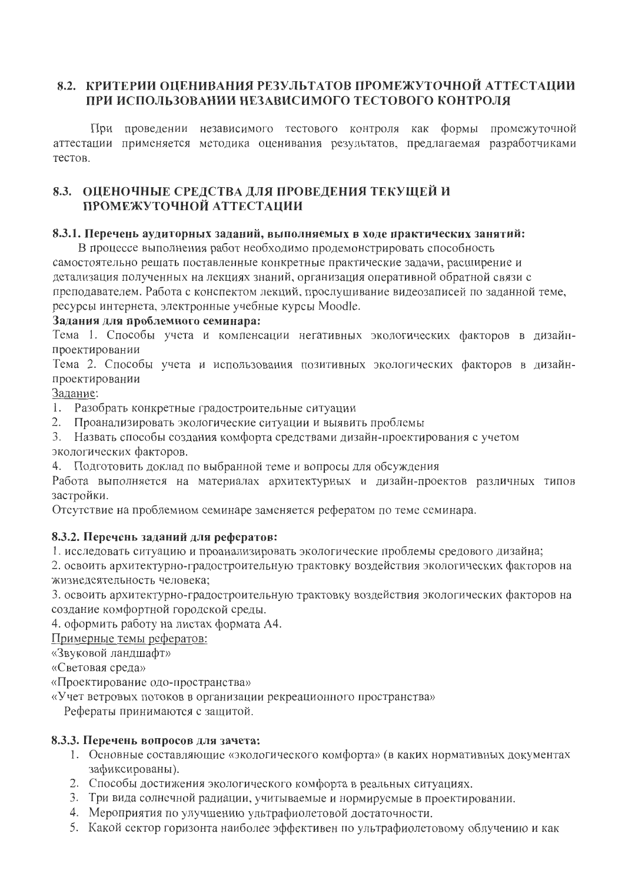## 8.2. КРИТЕРИИ ОЦЕНИВАНИЯ РЕЗУЛЬТАТОВ ПРОМЕЖУТОЧНОЙ АТТЕСТАЦИИ ПРИ ИСПОЛЬЗОВАНИИ НЕЗАВИСИМОГО ТЕСТОВОГО КОНТРОЛЯ

При проведении независимого тестового контроля как формы промежуточной аттестации применяется методика оценивания результатов, предлагаемая разработчиками тестов.

## 8.3. ОЦЕНОЧНЫЕ СРЕДСТВА ДЛЯ ПРОВЕДЕНИЯ ТЕКУЩЕЙ И ПРОМЕЖУТОЧНОЙ АТТЕСТАЦИИ

### 8.3.1. Перечень аудиторных заданий, выполняемых в ходе практических занятий:

В процессе выполнения работ необходимо продемонстрировать способность самостоятельно решать поставленные конкретные практические задачи, расширение и детализация полученных на лекциях знаний, организация оперативной обратной связи с преподавателем. Работа с конспектом лекций, прослушивание видеозаписей по заданной теме, ресурсы интернета, электронные учебные курсы Moodle.

**Задания для проблемного семинара:**

Тема 1. Способы учета и компенсации негативных экологических факторов в дизайн-проектировании

Тема 2. Способы учета и использования позитивных экологических факторов в дизайн-проектировании

Задание:

1. Разобрать конкретные градостроительные ситуации
2. Проанализировать экологические ситуации и выявить проблемы
3. Назвать способы создания комфорта средствами дизайн-проектирования с учетом экологических факторов.
4. Подготовить доклад по выбранной теме и вопросы для обсуждения

Работа выполняется на материалах архитектурных и дизайн-проектов различных типов застройки.

Отсутствие на проблемном семинаре заменяется рефератом по теме семинара.

### 8.3.2. Перечень заданий для рефератов:

1. исследовать ситуацию и проанализировать экологические проблемы средового дизайна;
2. освоить архитектурно-градостроительную трактовку воздействия экологических факторов на жизнедеятельность человека;
3. освоить архитектурно-градостроительную трактовку воздействия экологических факторов на создание комфортной городской среды.
4. оформить работу на листах формата А4.

Примерные темы рефератов:

«Звуковой ландшафт»

«Световая среда»

«Проектирование одо-пространства»

«Учет ветровых потоков в организации рекреационного пространства»

Рефераты принимаются с защитой.

### 8.3.3. Перечень вопросов для зачета:

1. Основные составляющие «экологического комфорта» (в каких нормативных документах зафиксированы).
2. Способы достижения экологического комфорта в реальных ситуациях.
3. Три вида солнечной радиации, учитываемые и нормируемые в проектировании.
4. Мероприятия по улучшению ультрафиолетовой достаточности.
5. Какой сектор горизонта наиболее эффективен по ультрафиолетовому облучению и как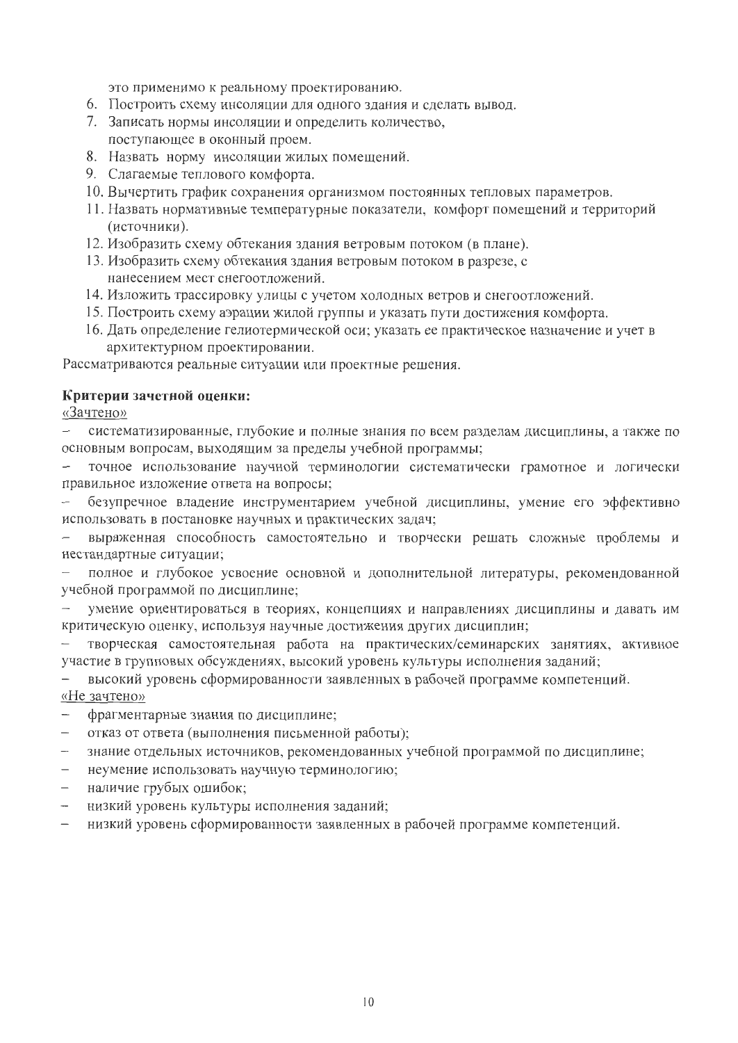это применимо к реальному проектированию.

6. Построить схему инсоляции для одного здания и сделать вывод.
7. Записать нормы инсоляции и определить количество, поступающее в оконный проем.
8. Назвать норму инсоляции жилых помещений.
9. Слагаемые теплового комфорта.
10. Вычертить график сохранения организмом постоянных тепловых параметров.
11. Назвать нормативные температурные показатели, комфорт помещений и территорий (источники).
12. Изобразить схему обтекания здания ветровым потоком (в плане).
13. Изобразить схему обтекания здания ветровым потоком в разрезе, с нанесением мест снегоотложений.
14. Изложить трассировку улицы с учетом холодных ветров и снегоотложений.
15. Построить схему аэрации жилой группы и указать пути достижения комфорта.
16. Дать определение гелиотермической оси; указать ее практическое назначение и учет в архитектурном проектировании.

Рассматриваются реальные ситуации или проектные решения.

**Критерии зачетной оценки:**

<u>«Зачтено»</u>

- систематизированные, глубокие и полные знания по всем разделам дисциплины, а также по основным вопросам, выходящим за пределы учебной программы;
- точное использование научной терминологии систематически грамотное и логически правильное изложение ответа на вопросы;
- безупречное владение инструментарием учебной дисциплины, умение его эффективно использовать в постановке научных и практических задач;
- выраженная способность самостоятельно и творчески решать сложные проблемы и нестандартные ситуации;
- полное и глубокое усвоение основной и дополнительной литературы, рекомендованной учебной программой по дисциплине;
- умение ориентироваться в теориях, концепциях и направлениях дисциплины и давать им критическую оценку, используя научные достижения других дисциплин;
- творческая самостоятельная работа на практических/семинарских занятиях, активное участие в групповых обсуждениях, высокий уровень культуры исполнения заданий;
- высокий уровень сформированности заявленных в рабочей программе компетенций.

<u>«Не зачтено»</u>

- фрагментарные знания по дисциплине;
- отказ от ответа (выполнения письменной работы);
- знание отдельных источников, рекомендованных учебной программой по дисциплине;
- неумение использовать научную терминологию;
- наличие грубых ошибок;
- низкий уровень культуры исполнения заданий;
- низкий уровень сформированности заявленных в рабочей программе компетенций.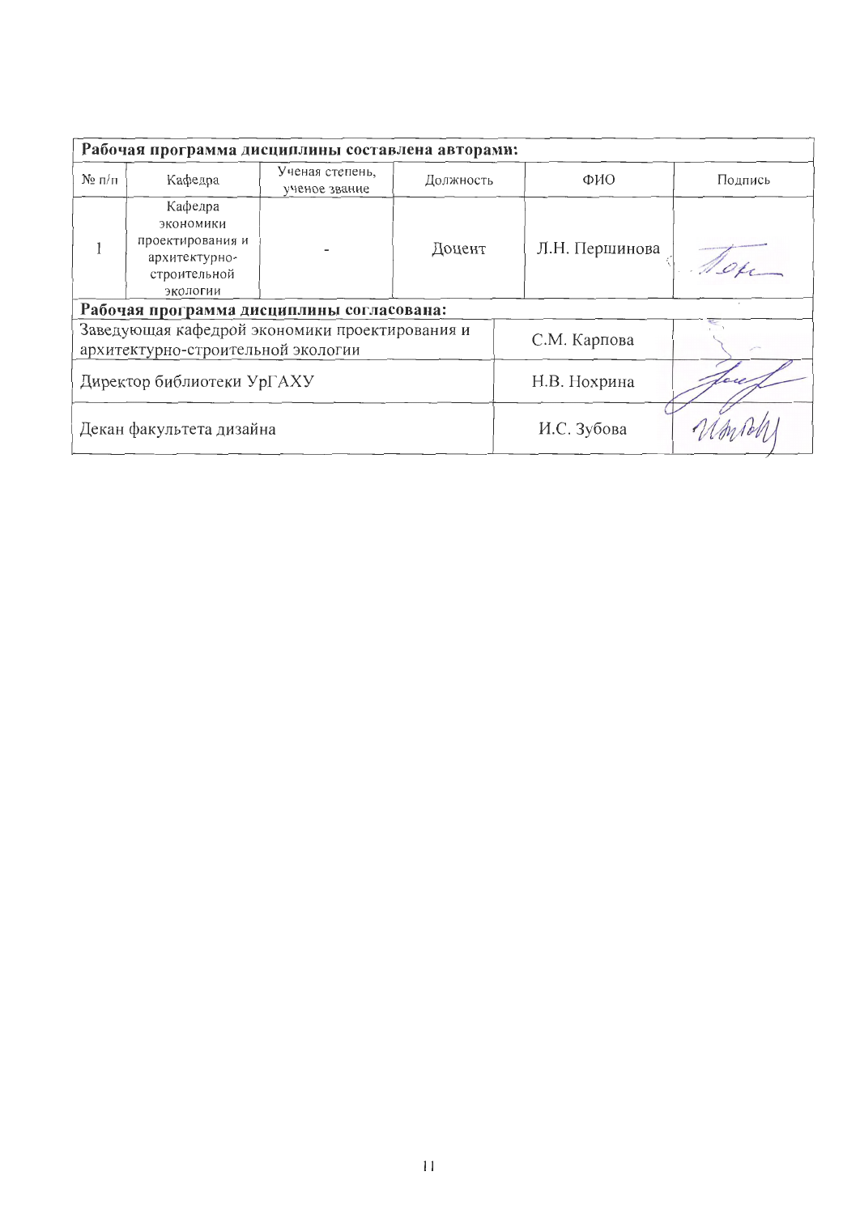| Рабочая программа дисциплины составлена авторами: | | | | | |
|---|---|---|---|---|---|
| № п/п | Кафедра | Ученая степень, ученое звание | Должность | ФИО | Подпись |
| 1 | Кафедра экономики проектирования и архитектурно-строительной экологии | - | Доцент | Л.Н. Першинова | |

| Рабочая программа дисциплины согласована: | | |
|---|---|---|
| Заведующая кафедрой экономики проектирования и архитектурно-строительной экологии | С.М. Карпова | |
| Директор библиотеки УрГАХУ | Н.В. Нохрина | |
| Декан факультета дизайна | И.С. Зубова | |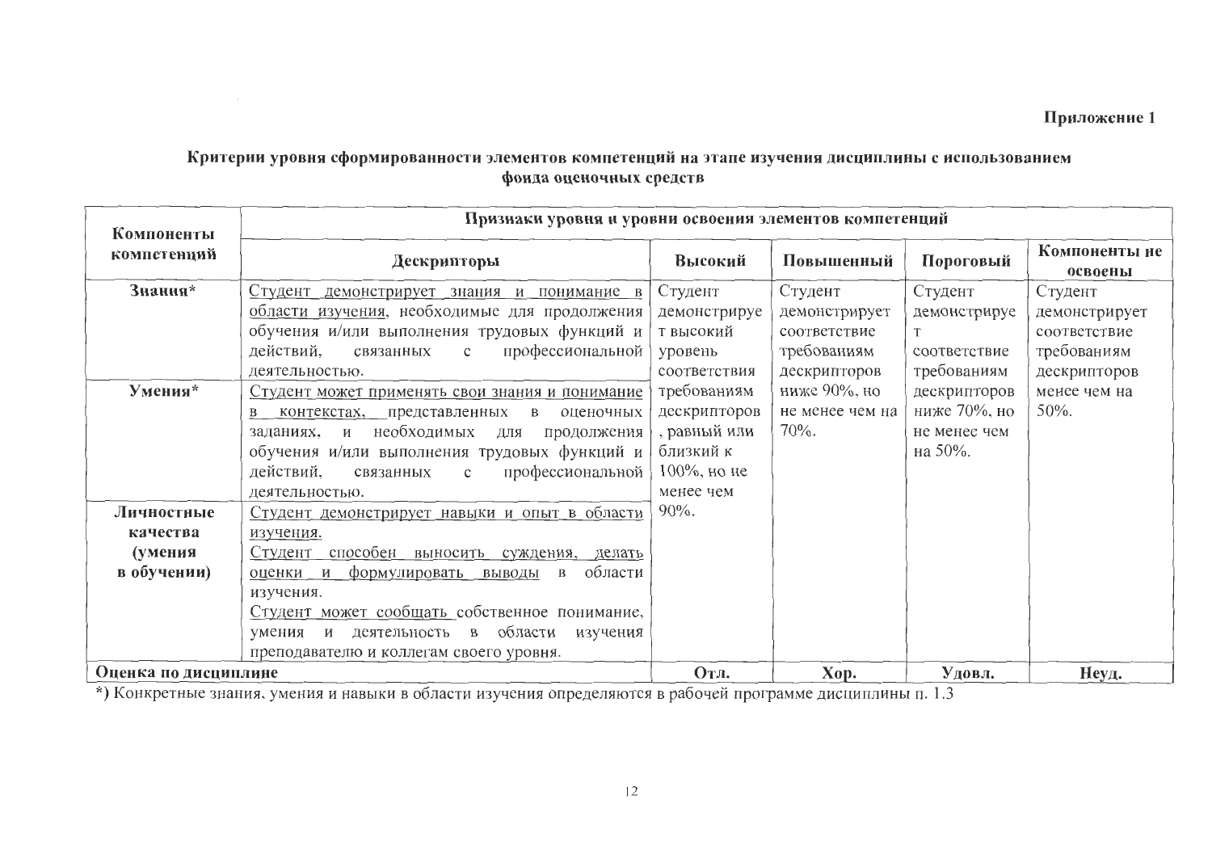**Приложение 1**

**Критерии уровня сформированности элементов компетенций на этапе изучения дисциплины с использованием фонда оценочных средств**

| Компоненты компетенций | Признаки уровня и уровни освоения элементов компетенций | | | | |
|---|---|---|---|---|---|
| | **Дескрипторы** | **Высокий** | **Повышенный** | **Пороговый** | **Компоненты не освоены** |
| **Знания*** | Студент демонстрирует знания и понимание в области изучения, необходимые для продолжения обучения и/или выполнения трудовых функций и действий, связанных с профессиональной деятельностью. | Студент демонстрирует высокий уровень соответствия требованиям дескрипторов, равный или близкий к 100%, но не менее чем 90%. | Студент демонстрирует соответствие требованиям дескрипторов ниже 90%, но не менее чем на 70%. | Студент демонстрирует соответствие требованиям дескрипторов ниже 70%, но не менее чем на 50%. | Студент демонстрирует соответствие требованиям дескрипторов менее чем на 50%. |
| **Умения*** | Студент может применять свои знания и понимание в контекстах, представленных в оценочных заданиях, и необходимых для продолжения обучения и/или выполнения трудовых функций и действий, связанных с профессиональной деятельностью. | | | | |
| **Личностные качества (умения в обучении)** | Студент демонстрирует навыки и опыт в области изучения. Студент способен выносить суждения, делать оценки и формулировать выводы в области изучения. Студент может сообщать собственное понимание, умения и деятельность в области изучения преподавателю и коллегам своего уровня. | | | | |
| **Оценка по дисциплине** | | **Отл.** | **Хор.** | **Удовл.** | **Неуд.** |

*) Конкретные знания, умения и навыки в области изучения определяются в рабочей программе дисциплины п. 1.3